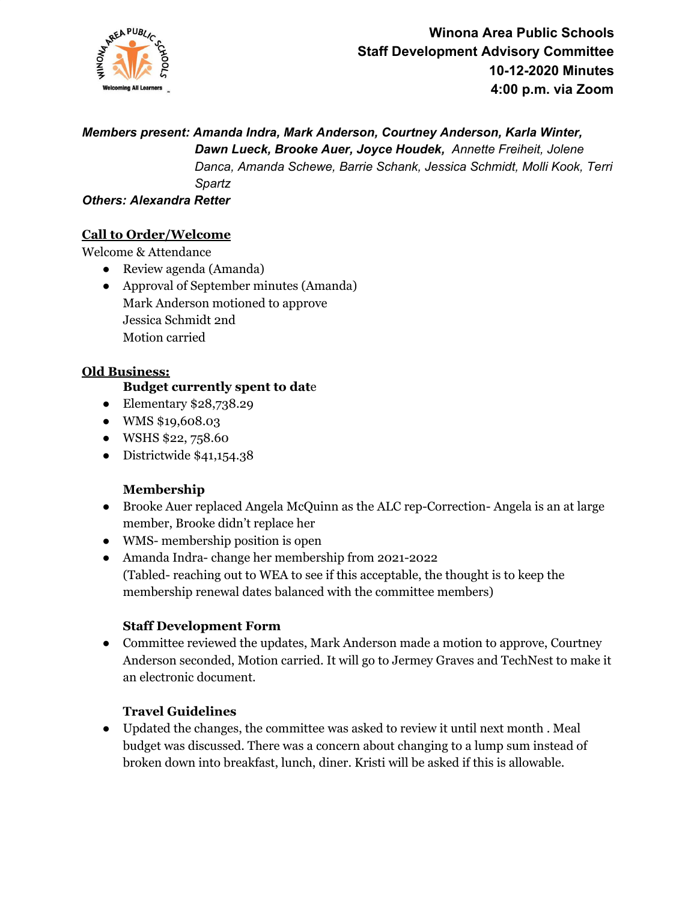# Winona Area Public Schools
## Staff Development Advisory Committee
## 10-12-2020 Minutes
## 4:00 p.m. via Zoom

***Members present: Amanda Indra, Mark Anderson, Courtney Anderson, Karla Winter, Dawn Lueck, Brooke Auer, Joyce Houdek,*** *Annette Freiheit, Jolene Danca, Amanda Schewe, Barrie Schank, Jessica Schmidt, Molli Kook, Terri Spartz*

***Others: Alexandra Retter***

## Call to Order/Welcome

Welcome & Attendance

- Review agenda (Amanda)
- Approval of September minutes (Amanda)
  Mark Anderson motioned to approve
  Jessica Schmidt 2nd
  Motion carried

## Old Business:

**Budget currently spent to date**

- Elementary $28,738.29
- WMS $19,608.03
- WSHS $22, 758.60
- Districtwide $41,154.38

**Membership**

- Brooke Auer replaced Angela McQuinn as the ALC rep-Correction- Angela is an at large member, Brooke didn't replace her
- WMS- membership position is open
- Amanda Indra- change her membership from 2021-2022
  (Tabled- reaching out to WEA to see if this acceptable, the thought is to keep the membership renewal dates balanced with the committee members)

**Staff Development Form**

- Committee reviewed the updates, Mark Anderson made a motion to approve, Courtney Anderson seconded, Motion carried. It will go to Jermey Graves and TechNest to make it an electronic document.

**Travel Guidelines**

- Updated the changes, the committee was asked to review it until next month . Meal budget was discussed. There was a concern about changing to a lump sum instead of broken down into breakfast, lunch, diner. Kristi will be asked if this is allowable.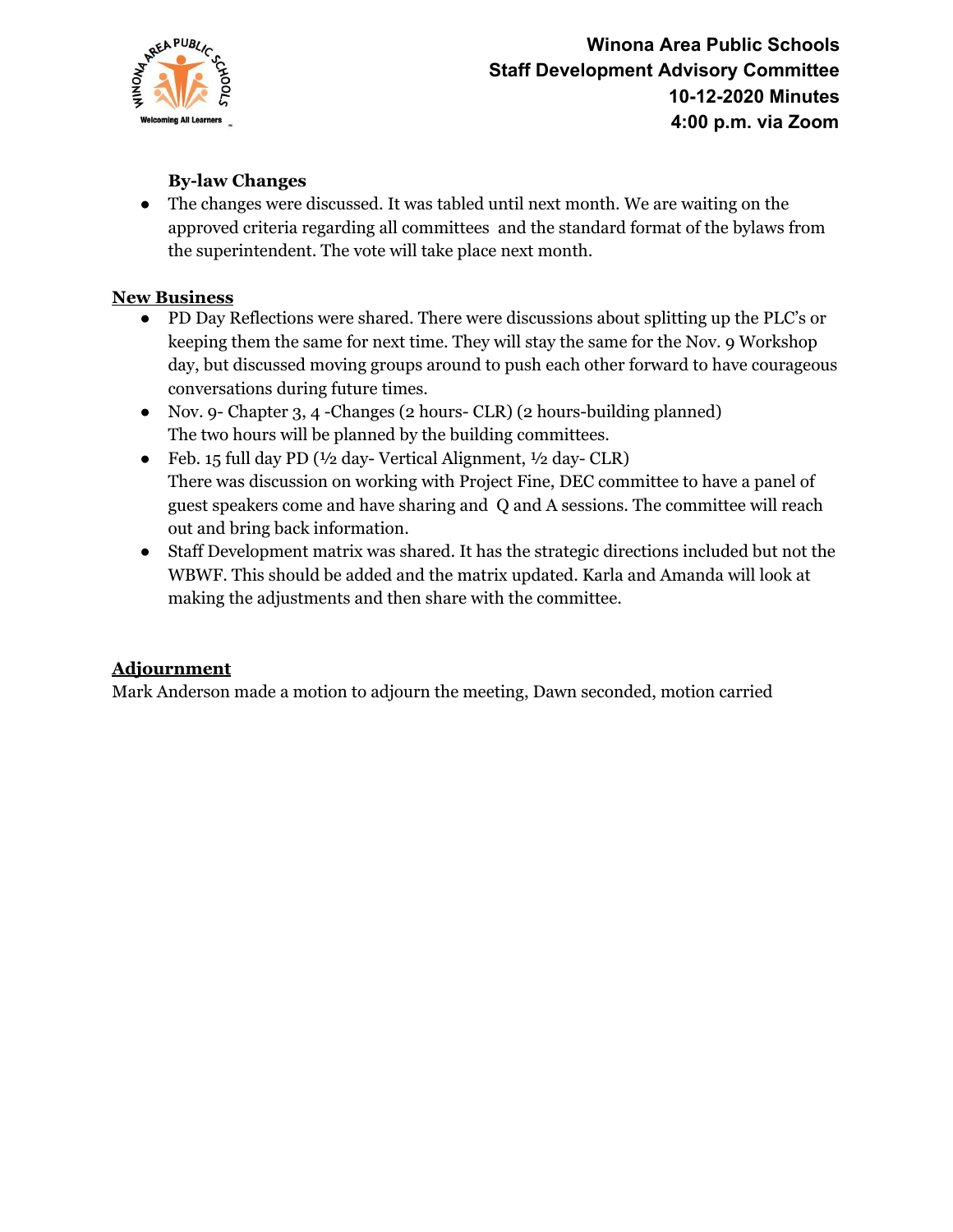### By-law Changes

- The changes were discussed. It was tabled until next month. We are waiting on the approved criteria regarding all committees  and the standard format of the bylaws from the superintendent. The vote will take place next month.

## New Business

- PD Day Reflections were shared. There were discussions about splitting up the PLC's or keeping them the same for next time. They will stay the same for the Nov. 9 Workshop day, but discussed moving groups around to push each other forward to have courageous conversations during future times.
- Nov. 9- Chapter 3, 4 -Changes (2 hours- CLR) (2 hours-building planned)
  The two hours will be planned by the building committees.
- Feb. 15 full day PD (½ day- Vertical Alignment, ½ day- CLR)
  There was discussion on working with Project Fine, DEC committee to have a panel of guest speakers come and have sharing and  Q and A sessions. The committee will reach out and bring back information.
- Staff Development matrix was shared. It has the strategic directions included but not the WBWF. This should be added and the matrix updated. Karla and Amanda will look at making the adjustments and then share with the committee.

## Adjournment

Mark Anderson made a motion to adjourn the meeting, Dawn seconded, motion carried